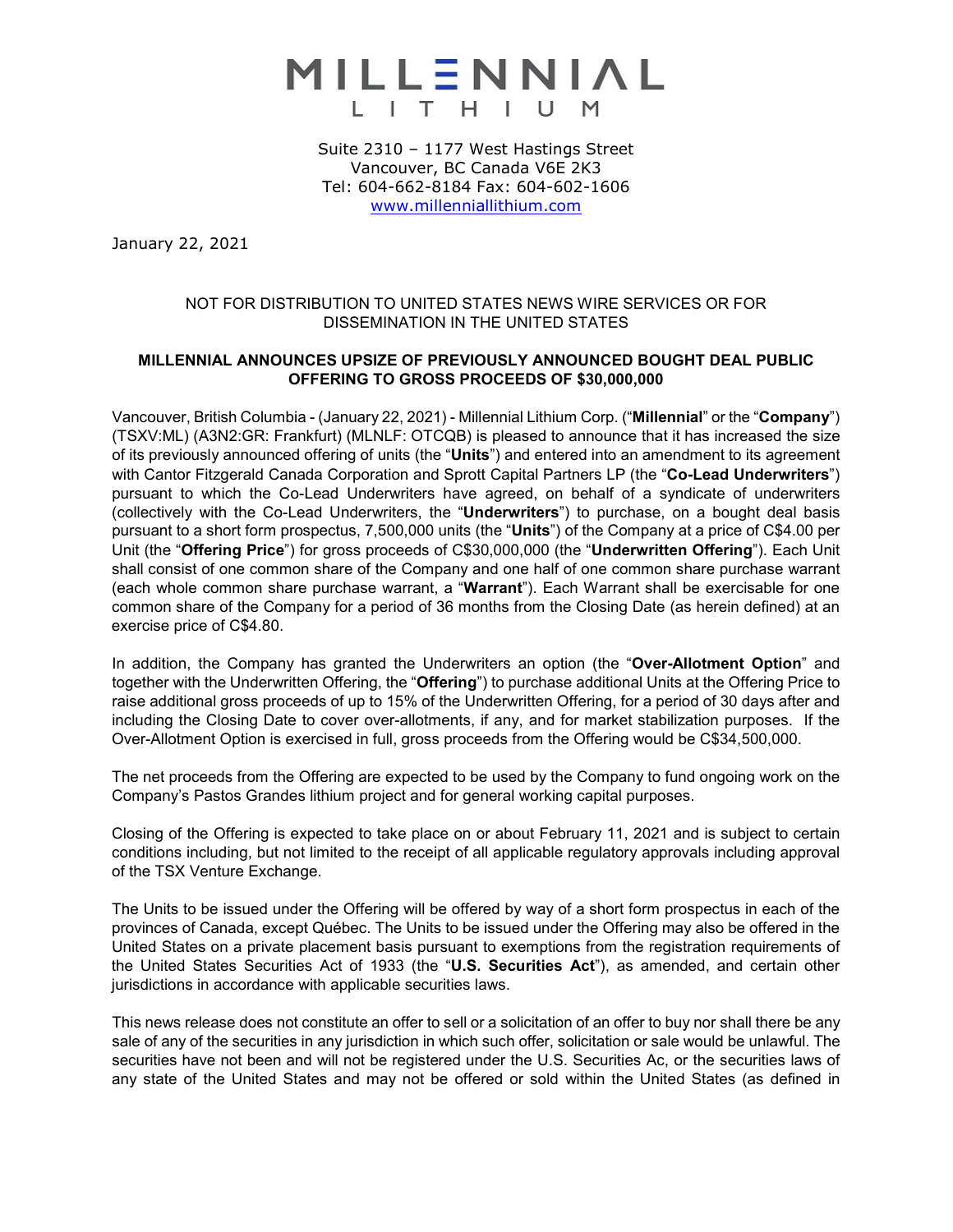# MILLENNIAL LITHIUM

Suite 2310 – 1177 West Hastings Street
Vancouver, BC Canada V6E 2K3
Tel: 604-662-8184 Fax: 604-602-1606
www.millenniallithium.com

January 22, 2021

NOT FOR DISTRIBUTION TO UNITED STATES NEWS WIRE SERVICES OR FOR DISSEMINATION IN THE UNITED STATES

**MILLENNIAL ANNOUNCES UPSIZE OF PREVIOUSLY ANNOUNCED BOUGHT DEAL PUBLIC OFFERING TO GROSS PROCEEDS OF $30,000,000**

Vancouver, British Columbia - (January 22, 2021) - Millennial Lithium Corp. ("**Millennial**" or the "**Company**") (TSXV:ML) (A3N2:GR: Frankfurt) (MLNLF: OTCQB) is pleased to announce that it has increased the size of its previously announced offering of units (the "**Units**") and entered into an amendment to its agreement with Cantor Fitzgerald Canada Corporation and Sprott Capital Partners LP (the "**Co-Lead Underwriters**") pursuant to which the Co-Lead Underwriters have agreed, on behalf of a syndicate of underwriters (collectively with the Co-Lead Underwriters, the "**Underwriters**") to purchase, on a bought deal basis pursuant to a short form prospectus, 7,500,000 units (the "**Units**") of the Company at a price of C$4.00 per Unit (the "**Offering Price**") for gross proceeds of C$30,000,000 (the "**Underwritten Offering**"). Each Unit shall consist of one common share of the Company and one half of one common share purchase warrant (each whole common share purchase warrant, a "**Warrant**"). Each Warrant shall be exercisable for one common share of the Company for a period of 36 months from the Closing Date (as herein defined) at an exercise price of C$4.80.

In addition, the Company has granted the Underwriters an option (the "**Over-Allotment Option**" and together with the Underwritten Offering, the "**Offering**") to purchase additional Units at the Offering Price to raise additional gross proceeds of up to 15% of the Underwritten Offering, for a period of 30 days after and including the Closing Date to cover over-allotments, if any, and for market stabilization purposes. If the Over-Allotment Option is exercised in full, gross proceeds from the Offering would be C$34,500,000.

The net proceeds from the Offering are expected to be used by the Company to fund ongoing work on the Company's Pastos Grandes lithium project and for general working capital purposes.

Closing of the Offering is expected to take place on or about February 11, 2021 and is subject to certain conditions including, but not limited to the receipt of all applicable regulatory approvals including approval of the TSX Venture Exchange.

The Units to be issued under the Offering will be offered by way of a short form prospectus in each of the provinces of Canada, except Québec. The Units to be issued under the Offering may also be offered in the United States on a private placement basis pursuant to exemptions from the registration requirements of the United States Securities Act of 1933 (the "**U.S. Securities Act**"), as amended, and certain other jurisdictions in accordance with applicable securities laws.

This news release does not constitute an offer to sell or a solicitation of an offer to buy nor shall there be any sale of any of the securities in any jurisdiction in which such offer, solicitation or sale would be unlawful. The securities have not been and will not be registered under the U.S. Securities Ac, or the securities laws of any state of the United States and may not be offered or sold within the United States (as defined in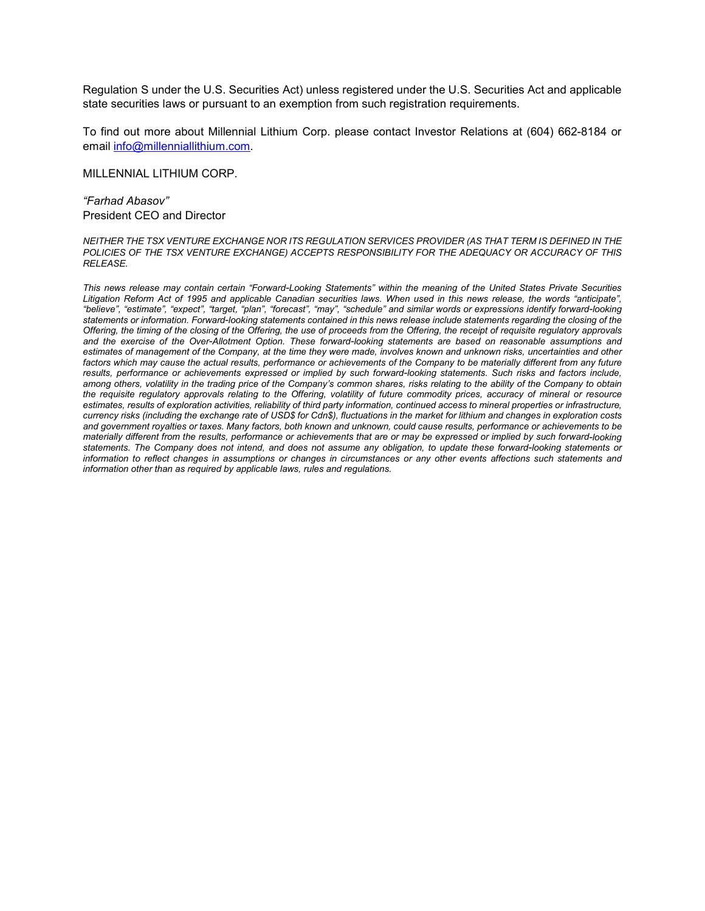Regulation S under the U.S. Securities Act) unless registered under the U.S. Securities Act and applicable state securities laws or pursuant to an exemption from such registration requirements.

To find out more about Millennial Lithium Corp. please contact Investor Relations at (604) 662-8184 or email info@millenniallithium.com.

MILLENNIAL LITHIUM CORP.

*"Farhad Abasov"*
President CEO and Director

*NEITHER THE TSX VENTURE EXCHANGE NOR ITS REGULATION SERVICES PROVIDER (AS THAT TERM IS DEFINED IN THE POLICIES OF THE TSX VENTURE EXCHANGE) ACCEPTS RESPONSIBILITY FOR THE ADEQUACY OR ACCURACY OF THIS RELEASE.*

*This news release may contain certain "Forward-Looking Statements" within the meaning of the United States Private Securities Litigation Reform Act of 1995 and applicable Canadian securities laws. When used in this news release, the words "anticipate", "believe", "estimate", "expect", "target, "plan", "forecast", "may", "schedule" and similar words or expressions identify forward-looking statements or information. Forward-looking statements contained in this news release include statements regarding the closing of the Offering, the timing of the closing of the Offering, the use of proceeds from the Offering, the receipt of requisite regulatory approvals and the exercise of the Over-Allotment Option. These forward-looking statements are based on reasonable assumptions and estimates of management of the Company, at the time they were made, involves known and unknown risks, uncertainties and other factors which may cause the actual results, performance or achievements of the Company to be materially different from any future results, performance or achievements expressed or implied by such forward-looking statements. Such risks and factors include, among others, volatility in the trading price of the Company's common shares, risks relating to the ability of the Company to obtain the requisite regulatory approvals relating to the Offering, volatility of future commodity prices, accuracy of mineral or resource estimates, results of exploration activities, reliability of third party information, continued access to mineral properties or infrastructure, currency risks (including the exchange rate of USD$ for Cdn$), fluctuations in the market for lithium and changes in exploration costs and government royalties or taxes. Many factors, both known and unknown, could cause results, performance or achievements to be materially different from the results, performance or achievements that are or may be expressed or implied by such forward-looking statements. The Company does not intend, and does not assume any obligation, to update these forward-looking statements or information to reflect changes in assumptions or changes in circumstances or any other events affections such statements and information other than as required by applicable laws, rules and regulations.*